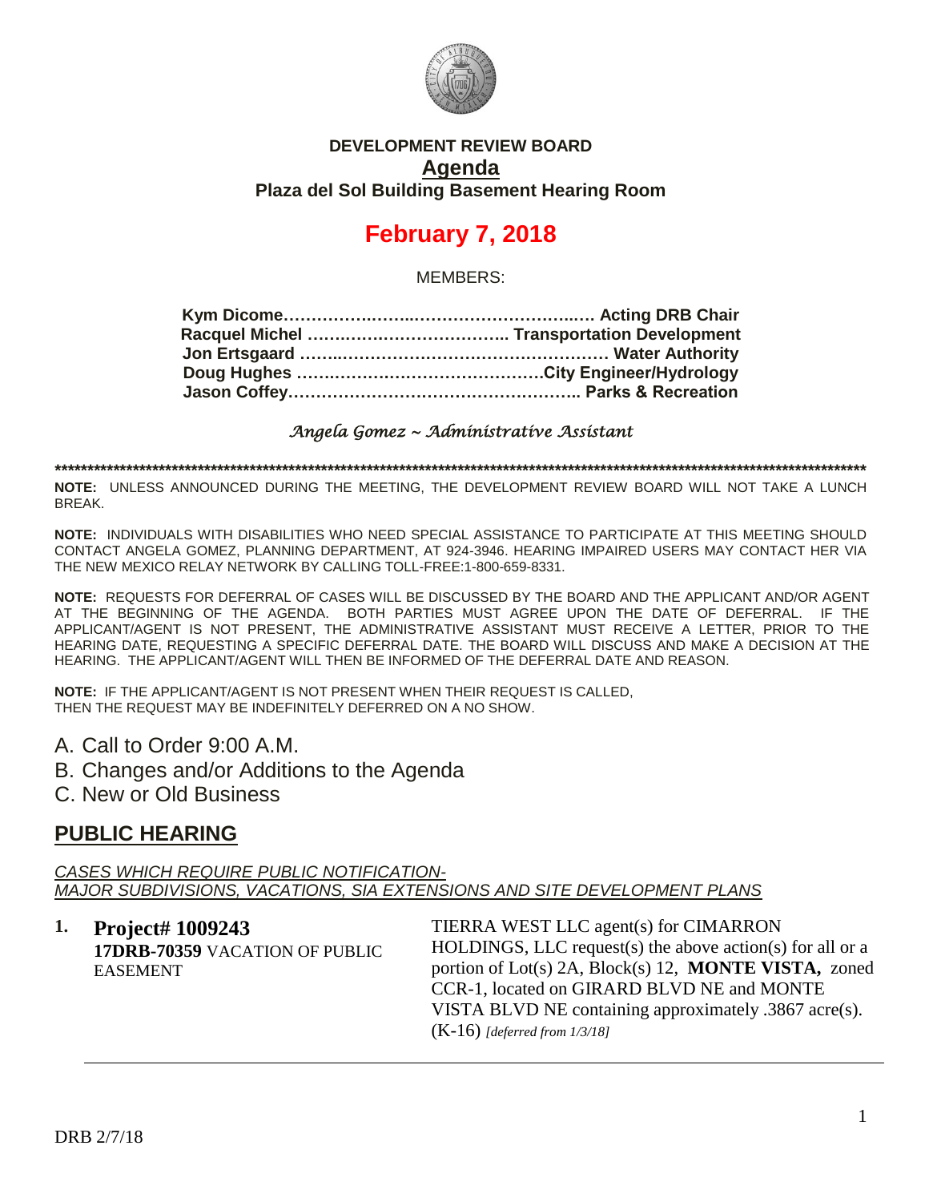# DEVELOPMENT REVIEW BOARD

## Agenda

### Plaza del Sol Building Basement Hearing Room

# February 7, 2018

MEMBERS:

**Kym Dicome……………………………………………… Acting DRB Chair**
**Racquel Michel ……………………………….. Transportation Development**
**Jon Ertsgaard …………………………………………… Water Authority**
**Doug Hughes ……………………………………City Engineer/Hydrology**
**Jason Coffey…………………………………………….. Parks & Recreation**

*Angela Gomez ~ Administrative Assistant*

**********************************************************************************************************************************

**NOTE:** UNLESS ANNOUNCED DURING THE MEETING, THE DEVELOPMENT REVIEW BOARD WILL NOT TAKE A LUNCH BREAK.

**NOTE:** INDIVIDUALS WITH DISABILITIES WHO NEED SPECIAL ASSISTANCE TO PARTICIPATE AT THIS MEETING SHOULD CONTACT ANGELA GOMEZ, PLANNING DEPARTMENT, AT 924-3946. HEARING IMPAIRED USERS MAY CONTACT HER VIA THE NEW MEXICO RELAY NETWORK BY CALLING TOLL-FREE:1-800-659-8331.

**NOTE:** REQUESTS FOR DEFERRAL OF CASES WILL BE DISCUSSED BY THE BOARD AND THE APPLICANT AND/OR AGENT AT THE BEGINNING OF THE AGENDA. BOTH PARTIES MUST AGREE UPON THE DATE OF DEFERRAL. IF THE APPLICANT/AGENT IS NOT PRESENT, THE ADMINISTRATIVE ASSISTANT MUST RECEIVE A LETTER, PRIOR TO THE HEARING DATE, REQUESTING A SPECIFIC DEFERRAL DATE. THE BOARD WILL DISCUSS AND MAKE A DECISION AT THE HEARING. THE APPLICANT/AGENT WILL THEN BE INFORMED OF THE DEFERRAL DATE AND REASON.

**NOTE:** IF THE APPLICANT/AGENT IS NOT PRESENT WHEN THEIR REQUEST IS CALLED, THEN THE REQUEST MAY BE INDEFINITELY DEFERRED ON A NO SHOW.

A. Call to Order 9:00 A.M.
B. Changes and/or Additions to the Agenda
C. New or Old Business

## PUBLIC HEARING

*CASES WHICH REQUIRE PUBLIC NOTIFICATION-*
*MAJOR SUBDIVISIONS, VACATIONS, SIA EXTENSIONS AND SITE DEVELOPMENT PLANS*

1. **Project# 1009243**
   **17DRB-70359** VACATION OF PUBLIC EASEMENT

   TIERRA WEST LLC agent(s) for CIMARRON HOLDINGS, LLC request(s) the above action(s) for all or a portion of Lot(s) 2A, Block(s) 12, **MONTE VISTA,** zoned CCR-1, located on GIRARD BLVD NE and MONTE VISTA BLVD NE containing approximately .3867 acre(s). (K-16) *[deferred from 1/3/18]*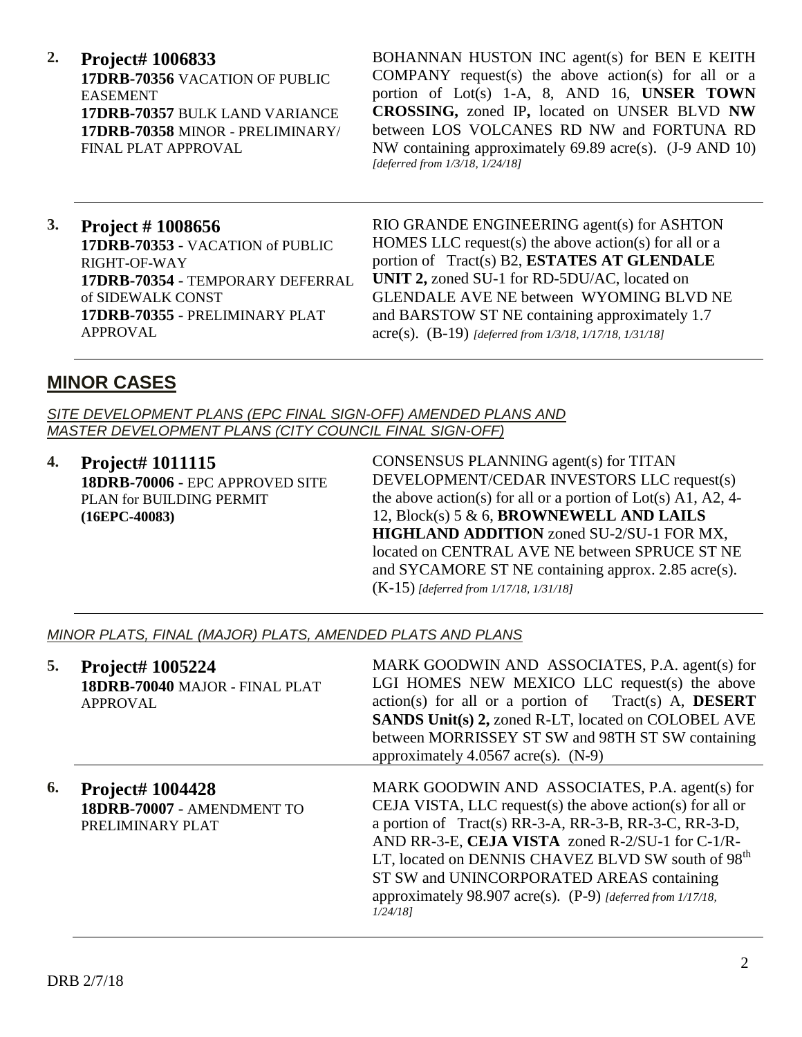**2. Project# 1006833**
**17DRB-70356** VACATION OF PUBLIC EASEMENT
**17DRB-70357** BULK LAND VARIANCE
**17DRB-70358** MINOR - PRELIMINARY/ FINAL PLAT APPROVAL

BOHANNAN HUSTON INC agent(s) for BEN E KEITH COMPANY request(s) the above action(s) for all or a portion of Lot(s) 1-A, 8, AND 16, **UNSER TOWN CROSSING,** zoned IP**,** located on UNSER BLVD **NW** between LOS VOLCANES RD NW and FORTUNA RD NW containing approximately 69.89 acre(s). (J-9 AND 10) *[deferred from 1/3/18, 1/24/18]*

---

**3. Project # 1008656**
**17DRB-70353** - VACATION of PUBLIC RIGHT-OF-WAY
**17DRB-70354** - TEMPORARY DEFERRAL of SIDEWALK CONST
**17DRB-70355** - PRELIMINARY PLAT APPROVAL

RIO GRANDE ENGINEERING agent(s) for ASHTON HOMES LLC request(s) the above action(s) for all or a portion of Tract(s) B2, **ESTATES AT GLENDALE UNIT 2,** zoned SU-1 for RD-5DU/AC, located on GLENDALE AVE NE between WYOMING BLVD NE and BARSTOW ST NE containing approximately 1.7 acre(s). (B-19) *[deferred from 1/3/18, 1/17/18, 1/31/18]*

---

## MINOR CASES

*SITE DEVELOPMENT PLANS (EPC FINAL SIGN-OFF) AMENDED PLANS AND MASTER DEVELOPMENT PLANS (CITY COUNCIL FINAL SIGN-OFF)*

**4. Project# 1011115**
**18DRB-70006** - EPC APPROVED SITE PLAN for BUILDING PERMIT **(16EPC-40083)**

CONSENSUS PLANNING agent(s) for TITAN DEVELOPMENT/CEDAR INVESTORS LLC request(s) the above action(s) for all or a portion of Lot(s) A1, A2, 4-12, Block(s) 5 & 6, **BROWNEWELL AND LAILS HIGHLAND ADDITION** zoned SU-2/SU-1 FOR MX, located on CENTRAL AVE NE between SPRUCE ST NE and SYCAMORE ST NE containing approx. 2.85 acre(s). (K-15) *[deferred from 1/17/18, 1/31/18]*

---

*MINOR PLATS, FINAL (MAJOR) PLATS, AMENDED PLATS AND PLANS*

**5. Project# 1005224**
**18DRB-70040** MAJOR - FINAL PLAT APPROVAL

MARK GOODWIN AND ASSOCIATES, P.A. agent(s) for LGI HOMES NEW MEXICO LLC request(s) the above action(s) for all or a portion of Tract(s) A, **DESERT SANDS Unit(s) 2,** zoned R-LT, located on COLOBEL AVE between MORRISSEY ST SW and 98TH ST SW containing approximately 4.0567 acre(s). (N-9)

---

**6. Project# 1004428**
**18DRB-70007** - AMENDMENT TO PRELIMINARY PLAT

MARK GOODWIN AND ASSOCIATES, P.A. agent(s) for CEJA VISTA, LLC request(s) the above action(s) for all or a portion of Tract(s) RR-3-A, RR-3-B, RR-3-C, RR-3-D, AND RR-3-E, **CEJA VISTA** zoned R-2/SU-1 for C-1/R-LT, located on DENNIS CHAVEZ BLVD SW south of 98th ST SW and UNINCORPORATED AREAS containing approximately 98.907 acre(s). (P-9) *[deferred from 1/17/18, 1/24/18]*

---

DRB 2/7/18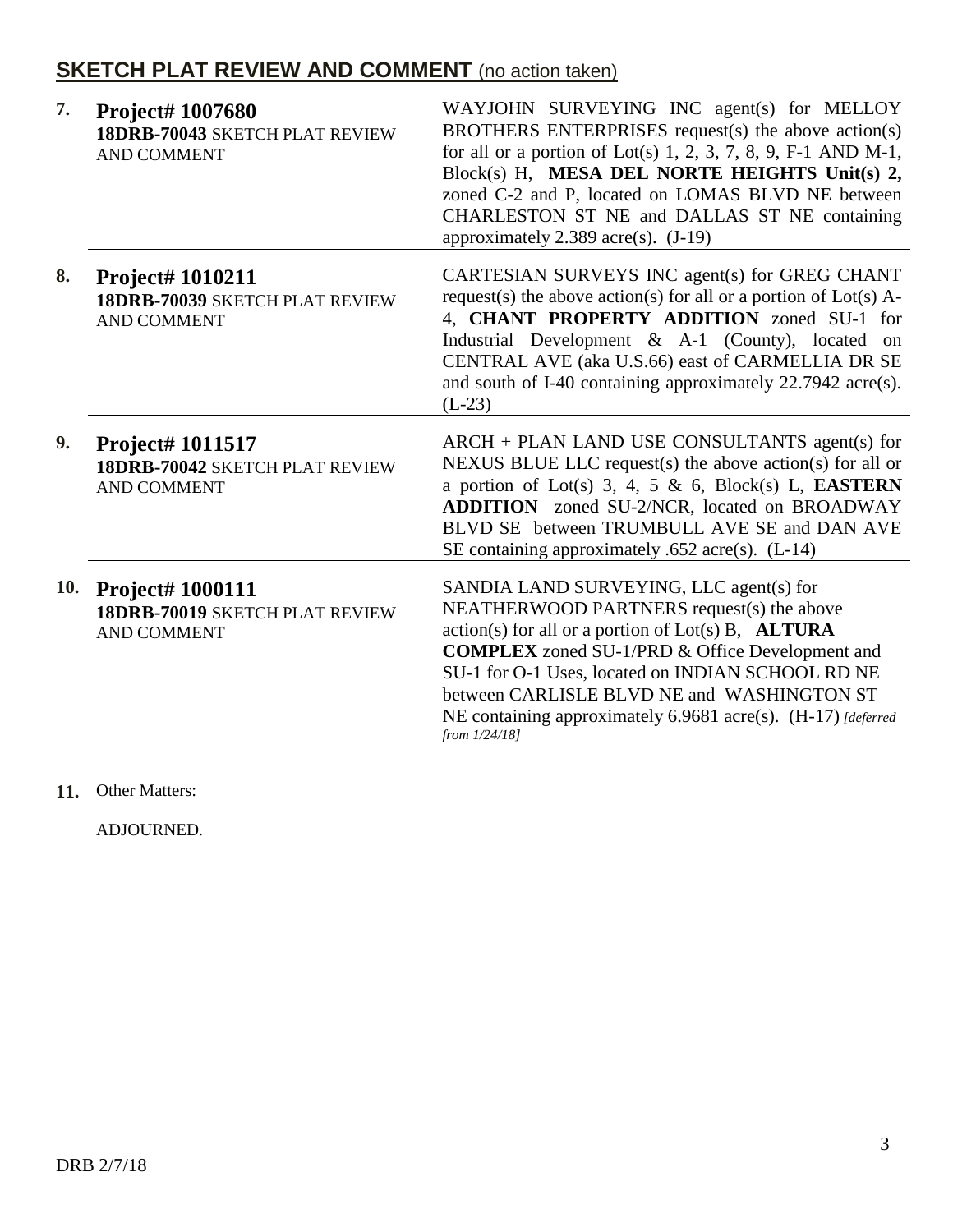## **SKETCH PLAT REVIEW AND COMMENT** (no action taken)

| | | |
|---|---|---|
| **7.** | **Project# 1007680**<br>**18DRB-70043** SKETCH PLAT REVIEW AND COMMENT | WAYJOHN SURVEYING INC agent(s) for MELLOY BROTHERS ENTERPRISES request(s) the above action(s) for all or a portion of Lot(s) 1, 2, 3, 7, 8, 9, F-1 AND M-1, Block(s) H, **MESA DEL NORTE HEIGHTS Unit(s) 2,** zoned C-2 and P, located on LOMAS BLVD NE between CHARLESTON ST NE and DALLAS ST NE containing approximately 2.389 acre(s). (J-19) |
| **8.** | **Project# 1010211**<br>**18DRB-70039** SKETCH PLAT REVIEW AND COMMENT | CARTESIAN SURVEYS INC agent(s) for GREG CHANT request(s) the above action(s) for all or a portion of Lot(s) A-4, **CHANT PROPERTY ADDITION** zoned SU-1 for Industrial Development & A-1 (County), located on CENTRAL AVE (aka U.S.66) east of CARMELLIA DR SE and south of I-40 containing approximately 22.7942 acre(s). (L-23) |
| **9.** | **Project# 1011517**<br>**18DRB-70042** SKETCH PLAT REVIEW AND COMMENT | ARCH + PLAN LAND USE CONSULTANTS agent(s) for NEXUS BLUE LLC request(s) the above action(s) for all or a portion of Lot(s) 3, 4, 5 & 6, Block(s) L, **EASTERN ADDITION** zoned SU-2/NCR, located on BROADWAY BLVD SE between TRUMBULL AVE SE and DAN AVE SE containing approximately .652 acre(s). (L-14) |
| **10.** | **Project# 1000111**<br>**18DRB-70019** SKETCH PLAT REVIEW AND COMMENT | SANDIA LAND SURVEYING, LLC agent(s) for NEATHERWOOD PARTNERS request(s) the above action(s) for all or a portion of Lot(s) B, **ALTURA COMPLEX** zoned SU-1/PRD & Office Development and SU-1 for O-1 Uses, located on INDIAN SCHOOL RD NE between CARLISLE BLVD NE and WASHINGTON ST NE containing approximately 6.9681 acre(s). (H-17) *[deferred from 1/24/18]* |

**11.** Other Matters:

ADJOURNED.

DRB 2/7/18